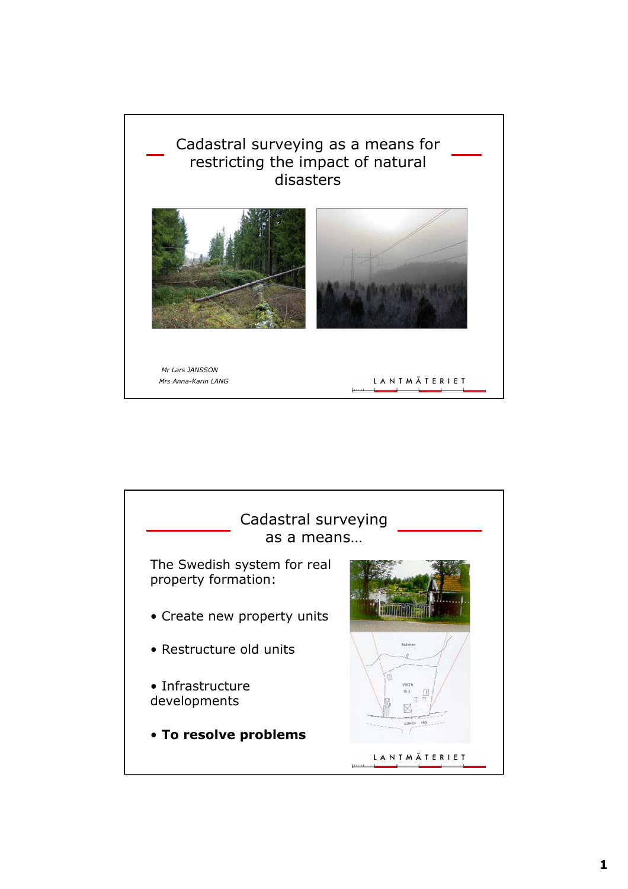# Cadastral surveying as a means for restricting the impact of natural disasters

*Mr Lars JANSSON*

*Mrs Anna-Karin LANG*

LANTMÄTERIET

## Cadastral surveying as a means…

The Swedish system for real property formation:

- Create new property units
- Restructure old units
- Infrastructure developments
- **To resolve problems**

LANTMÄTERIET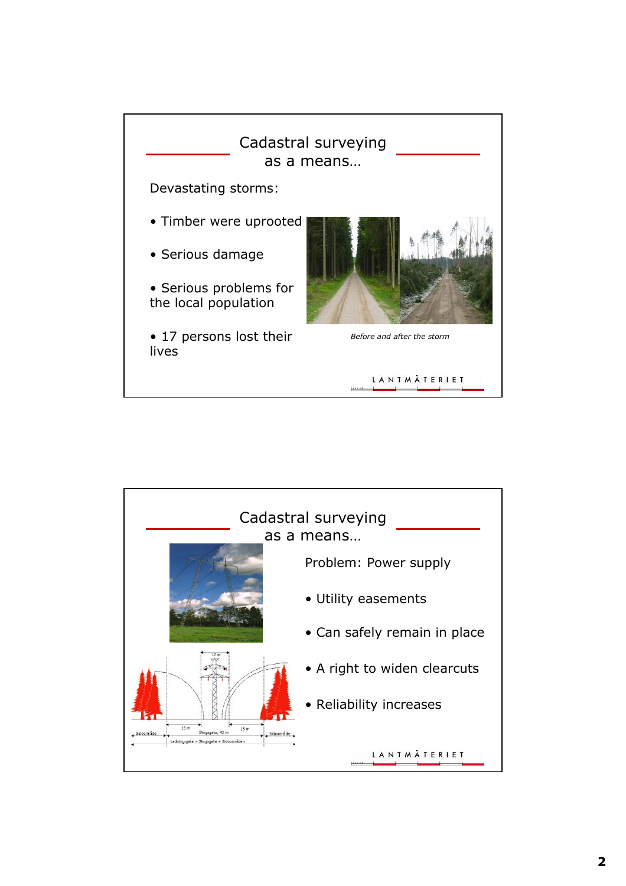## Cadastral surveying as a means…

Devastating storms:

- Timber were uprooted
- Serious damage
- Serious problems for the local population
- 17 persons lost their lives

*Before and after the storm*

LANTMÄTERIET

## Cadastral surveying as a means…

Problem: Power supply

- Utility easements
- Can safely remain in place
- A right to widen clearcuts
- Reliability increases

LANTMÄTERIET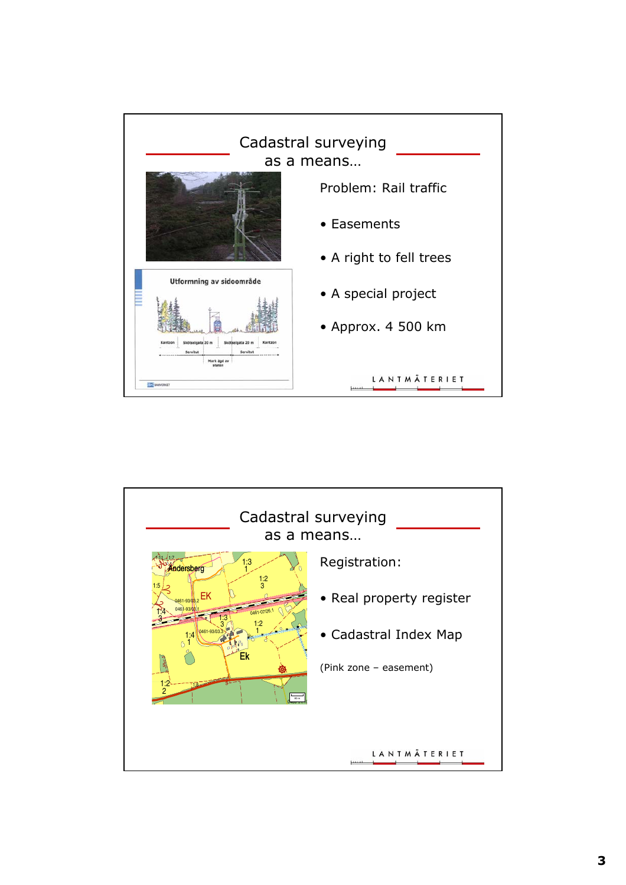## Cadastral surveying as a means…

Problem: Rail traffic

- Easements
- A right to fell trees
- A special project
- Approx. 4 500 km

## Cadastral surveying as a means…

Registration:

- Real property register
- Cadastral Index Map

(Pink zone – easement)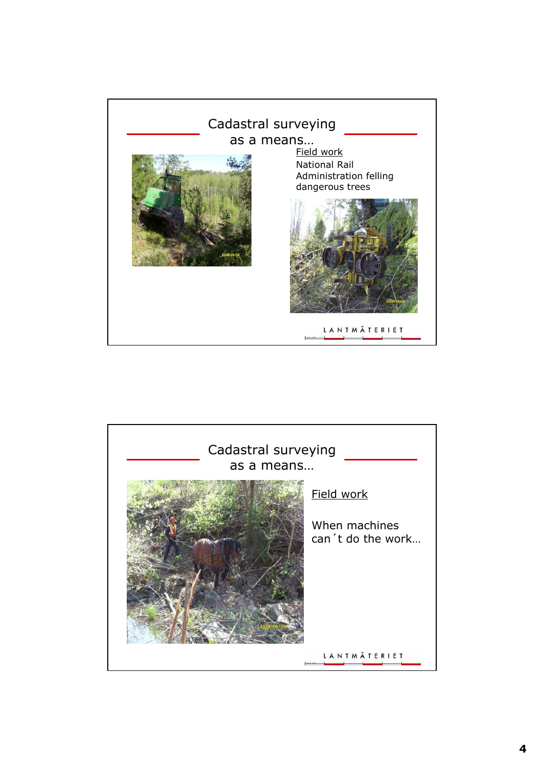## Cadastral surveying as a means…

Field work

National Rail Administration felling dangerous trees

LANTMÄTERIET

## Cadastral surveying as a means…

Field work

When machines can´t do the work…

LANTMÄTERIET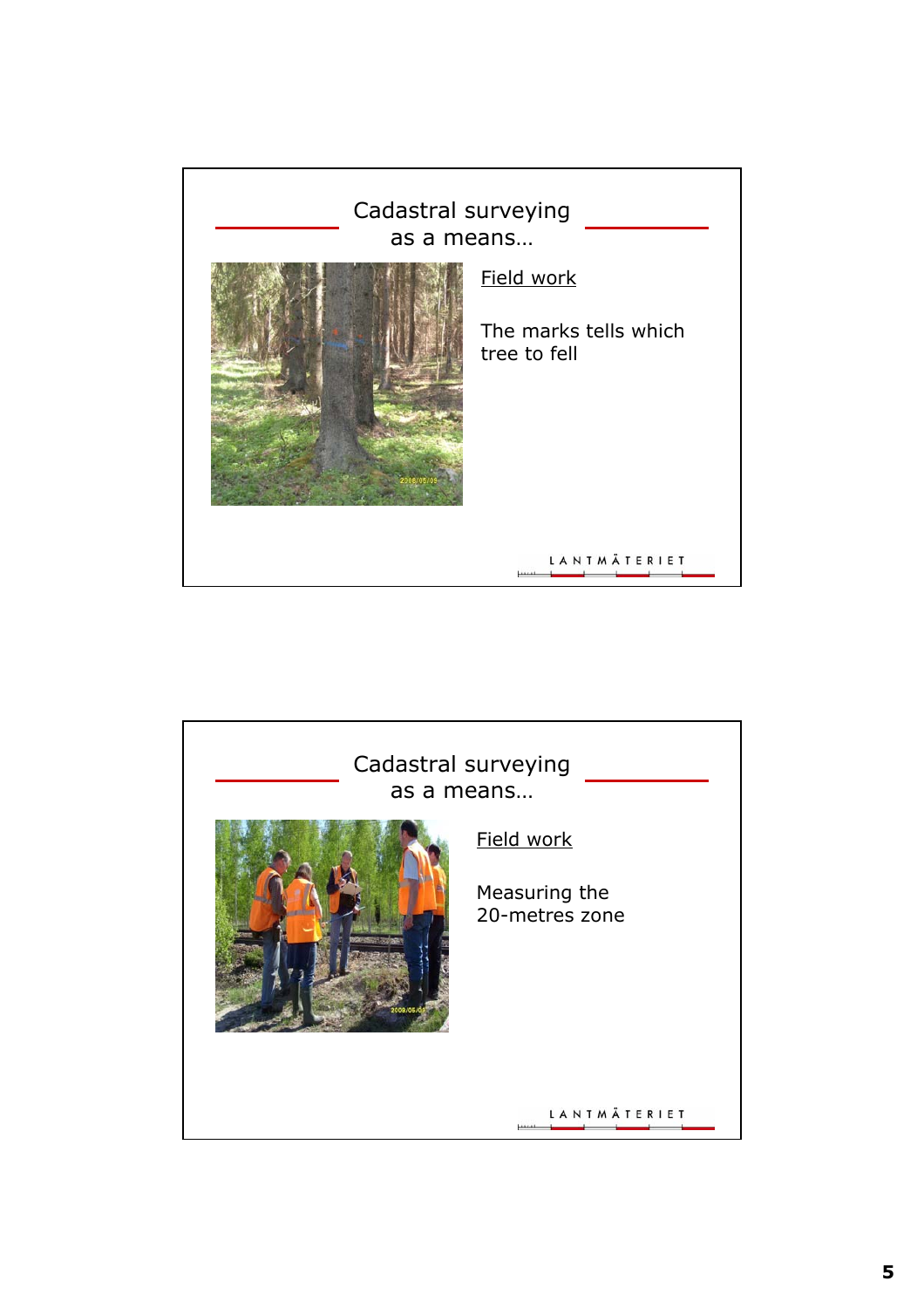## Cadastral surveying as a means…

Field work

The marks tells which tree to fell

LANTMÄTERIET

## Cadastral surveying as a means…

Field work

Measuring the 20-metres zone

LANTMÄTERIET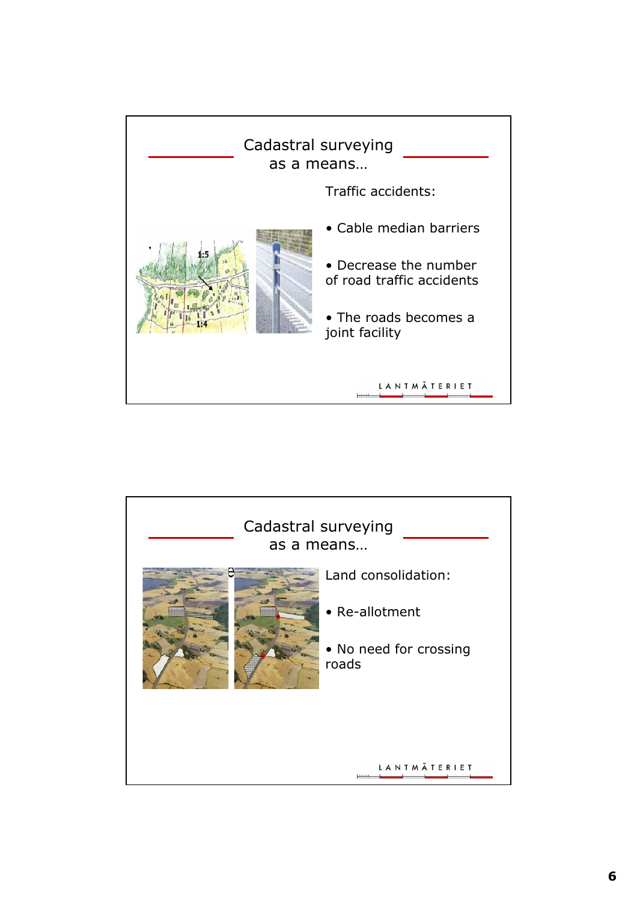## Cadastral surveying as a means…

Traffic accidents:

- Cable median barriers
- Decrease the number of road traffic accidents
- The roads becomes a joint facility

LANTMÄTERIET

## Cadastral surveying as a means…

Land consolidation:

- Re-allotment
- No need for crossing roads

LANTMÄTERIET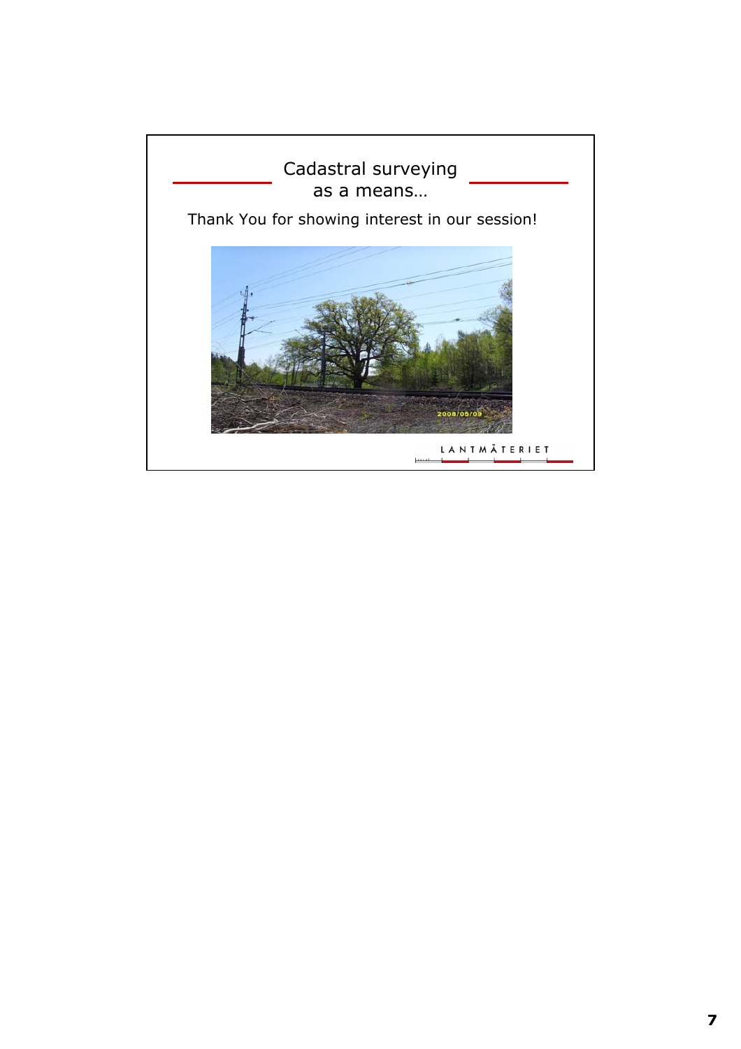# Cadastral surveying as a means…

Thank You for showing interest in our session!

LANTMÄTERIET